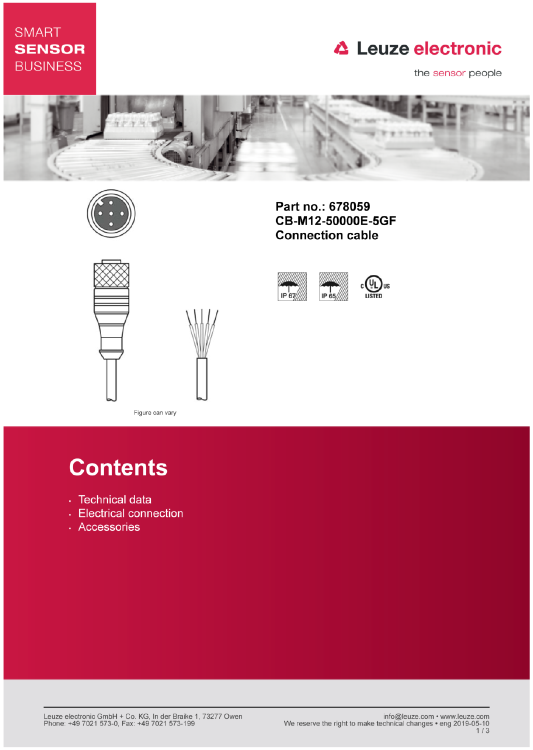SMART
**SENSOR**
BUSINESS

Leuze electronic

the sensor people

# Part no.: 678059
# CB-M12-50000E-5GF
# Connection cable

IP 67 IP 65 c UL us LISTED

Figure can vary

## Contents

- Technical data
- Electrical connection
- Accessories

Leuze electronic GmbH + Co. KG, In der Braike 1, 73277 Owen
Phone: +49 7021 573-0, Fax: +49 7021 573-199

info@leuze.com • www.leuze.com
We reserve the right to make technical changes • eng 2019-05-10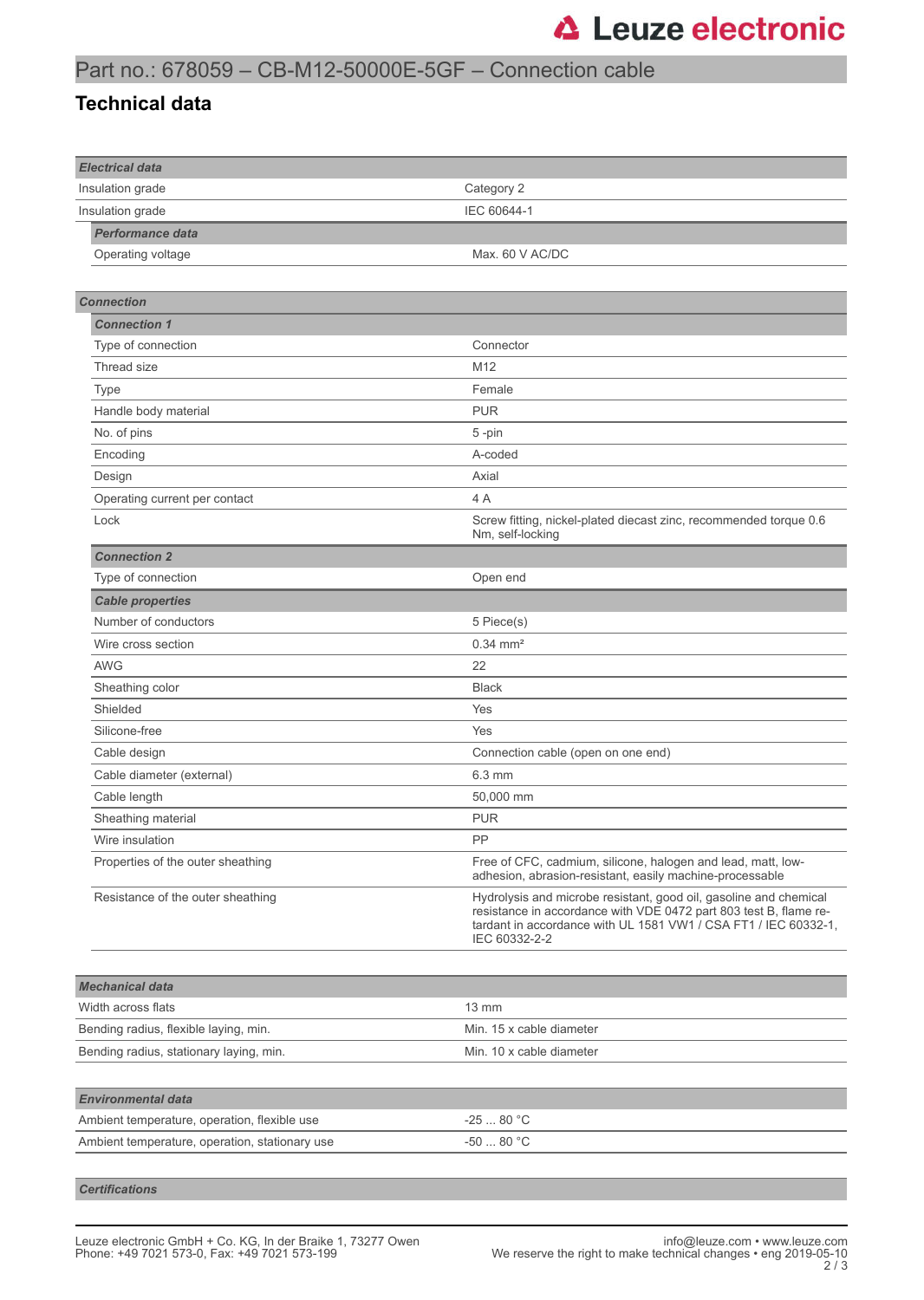# Part no.: 678059 – CB-M12-50000E-5GF – Connection cable

## Technical data

| **Electrical data** | |
|---|---|
| Insulation grade | Category 2 |
| Insulation grade | IEC 60644-1 |
| ***Performance data*** | |
| Operating voltage | Max. 60 V AC/DC |

| **Connection** | |
|---|---|
| ***Connection 1*** | |
| Type of connection | Connector |
| Thread size | M12 |
| Type | Female |
| Handle body material | PUR |
| No. of pins | 5 -pin |
| Encoding | A-coded |
| Design | Axial |
| Operating current per contact | 4 A |
| Lock | Screw fitting, nickel-plated diecast zinc, recommended torque 0.6 Nm, self-locking |
| ***Connection 2*** | |
| Type of connection | Open end |
| ***Cable properties*** | |
| Number of conductors | 5 Piece(s) |
| Wire cross section | 0.34 mm² |
| AWG | 22 |
| Sheathing color | Black |
| Shielded | Yes |
| Silicone-free | Yes |
| Cable design | Connection cable (open on one end) |
| Cable diameter (external) | 6.3 mm |
| Cable length | 50,000 mm |
| Sheathing material | PUR |
| Wire insulation | PP |
| Properties of the outer sheathing | Free of CFC, cadmium, silicone, halogen and lead, matt, low-adhesion, abrasion-resistant, easily machine-processable |
| Resistance of the outer sheathing | Hydrolysis and microbe resistant, good oil, gasoline and chemical resistance in accordance with VDE 0472 part 803 test B, flame retardant in accordance with UL 1581 VW1 / CSA FT1 / IEC 60332-1, IEC 60332-2-2 |

| **Mechanical data** | |
|---|---|
| Width across flats | 13 mm |
| Bending radius, flexible laying, min. | Min. 15 x cable diameter |
| Bending radius, stationary laying, min. | Min. 10 x cable diameter |

| **Environmental data** | |
|---|---|
| Ambient temperature, operation, flexible use | -25 ... 80 °C |
| Ambient temperature, operation, stationary use | -50 ... 80 °C |

| **Certifications** | |
|---|---|

Leuze electronic GmbH + Co. KG, In der Braike 1, 73277 Owen
Phone: +49 7021 573-0, Fax: +49 7021 573-199

info@leuze.com • www.leuze.com
We reserve the right to make technical changes • eng 2019-05-10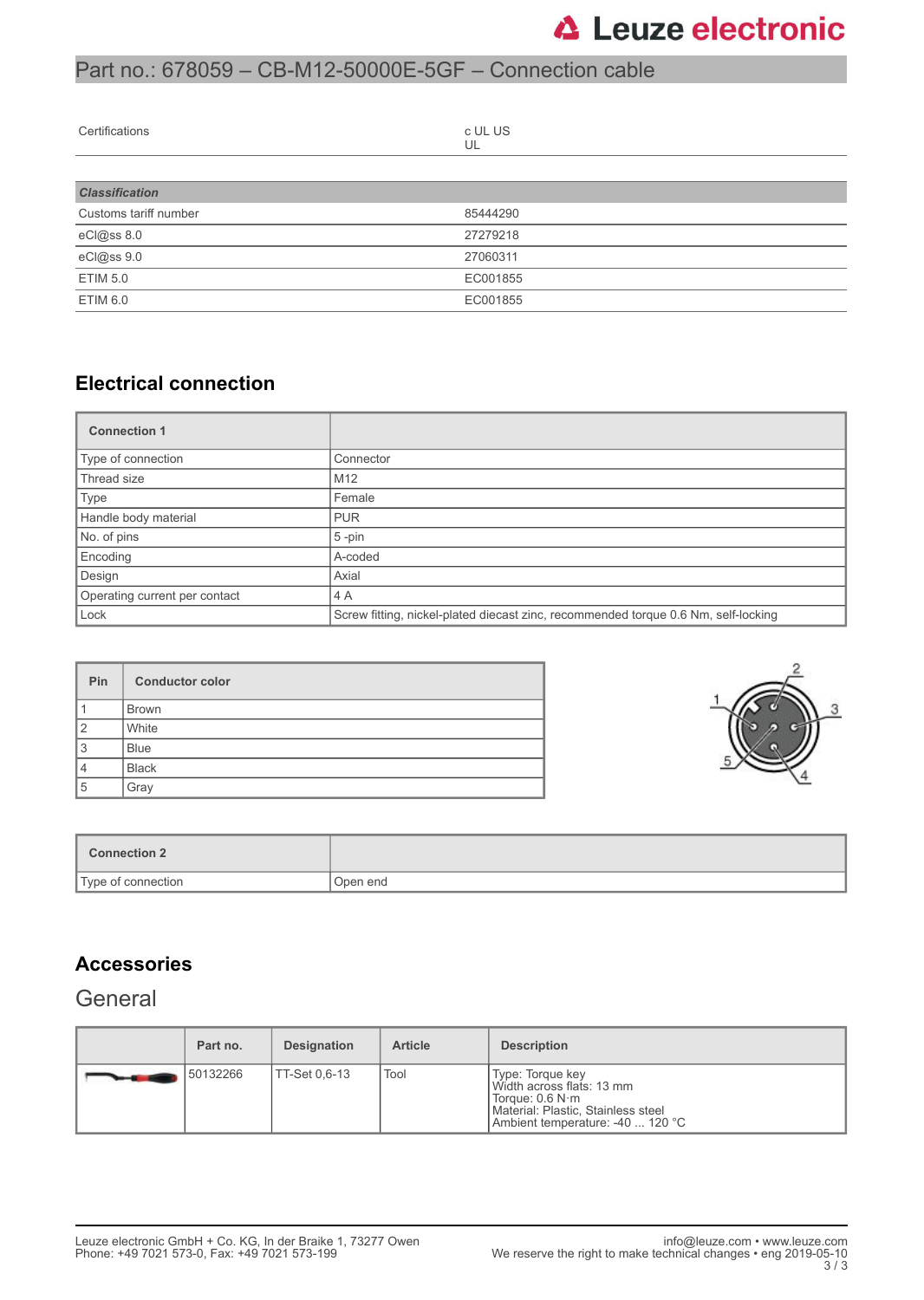## Part no.: 678059 – CB-M12-50000E-5GF – Connection cable

| | |
|---|---|
| Certifications | c UL US<br>UL |

| *Classification* | |
|---|---|
| Customs tariff number | 85444290 |
| eCl@ss 8.0 | 27279218 |
| eCl@ss 9.0 | 27060311 |
| ETIM 5.0 | EC001855 |
| ETIM 6.0 | EC001855 |

## Electrical connection

| Connection 1 | |
|---|---|
| Type of connection | Connector |
| Thread size | M12 |
| Type | Female |
| Handle body material | PUR |
| No. of pins | 5 -pin |
| Encoding | A-coded |
| Design | Axial |
| Operating current per contact | 4 A |
| Lock | Screw fitting, nickel-plated diecast zinc, recommended torque 0.6 Nm, self-locking |

| Pin | Conductor color |
|---|---|
| 1 | Brown |
| 2 | White |
| 3 | Blue |
| 4 | Black |
| 5 | Gray |

1
2
3
4
5

| Connection 2 | |
|---|---|
| Type of connection | Open end |

## Accessories

### General

| | Part no. | Designation | Article | Description |
|---|---|---|---|---|
| | 50132266 | TT-Set 0,6-13 | Tool | Type: Torque key<br>Width across flats: 13 mm<br>Torque: 0.6 N·m<br>Material: Plastic, Stainless steel<br>Ambient temperature: -40 ... 120 °C |

Leuze electronic GmbH + Co. KG, In der Braike 1, 73277 Owen
Phone: +49 7021 573-0, Fax: +49 7021 573-199

info@leuze.com • www.leuze.com
We reserve the right to make technical changes • eng 2019-05-10